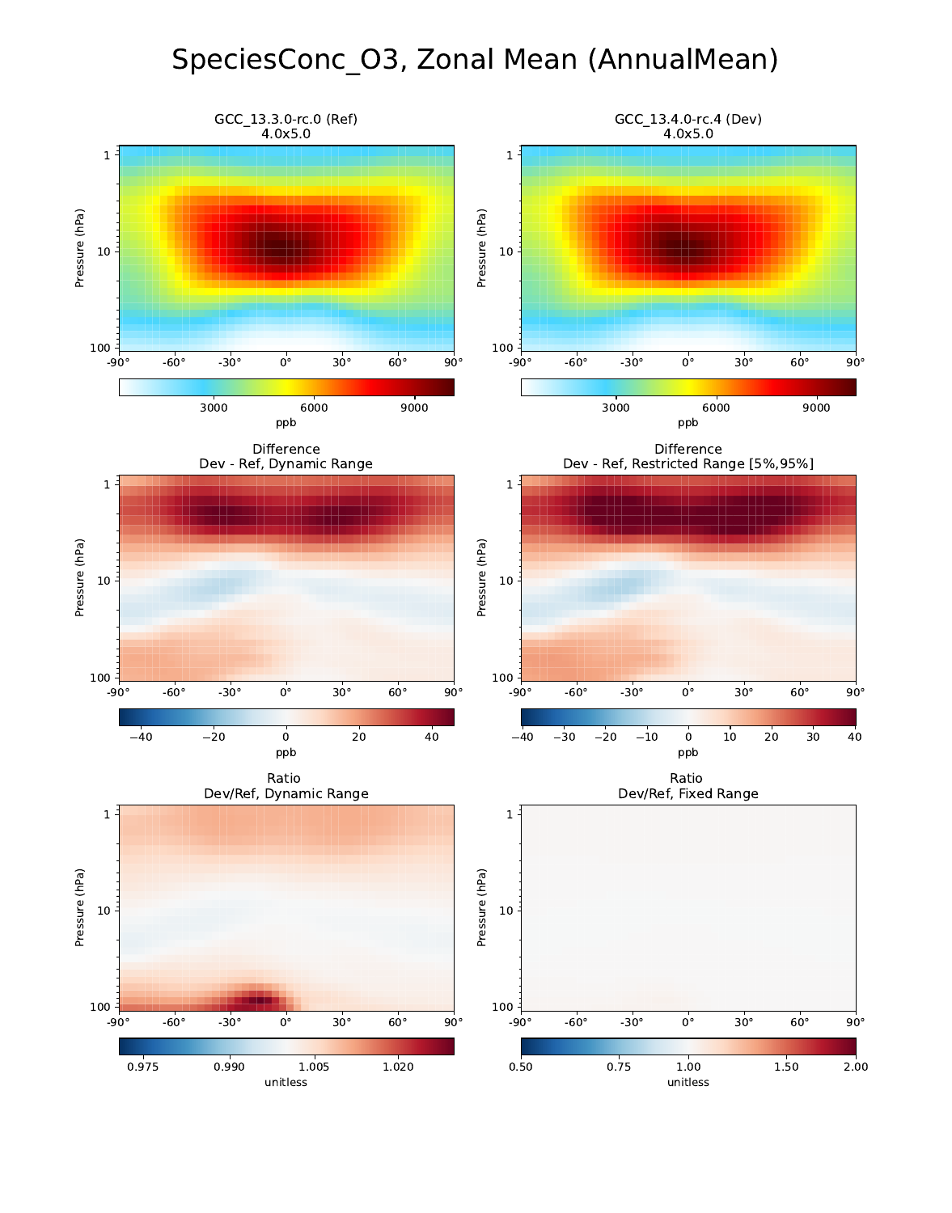# SpeciesConc_O3, Zonal Mean (AnnualMean)

GCC_13.3.0-rc.0 (Ref)
4.0x5.0

GCC_13.4.0-rc.4 (Dev)
4.0x5.0

Difference
Dev - Ref, Dynamic Range

Difference
Dev - Ref, Restricted Range [5%,95%]

Ratio
Dev/Ref, Dynamic Range

Ratio
Dev/Ref, Fixed Range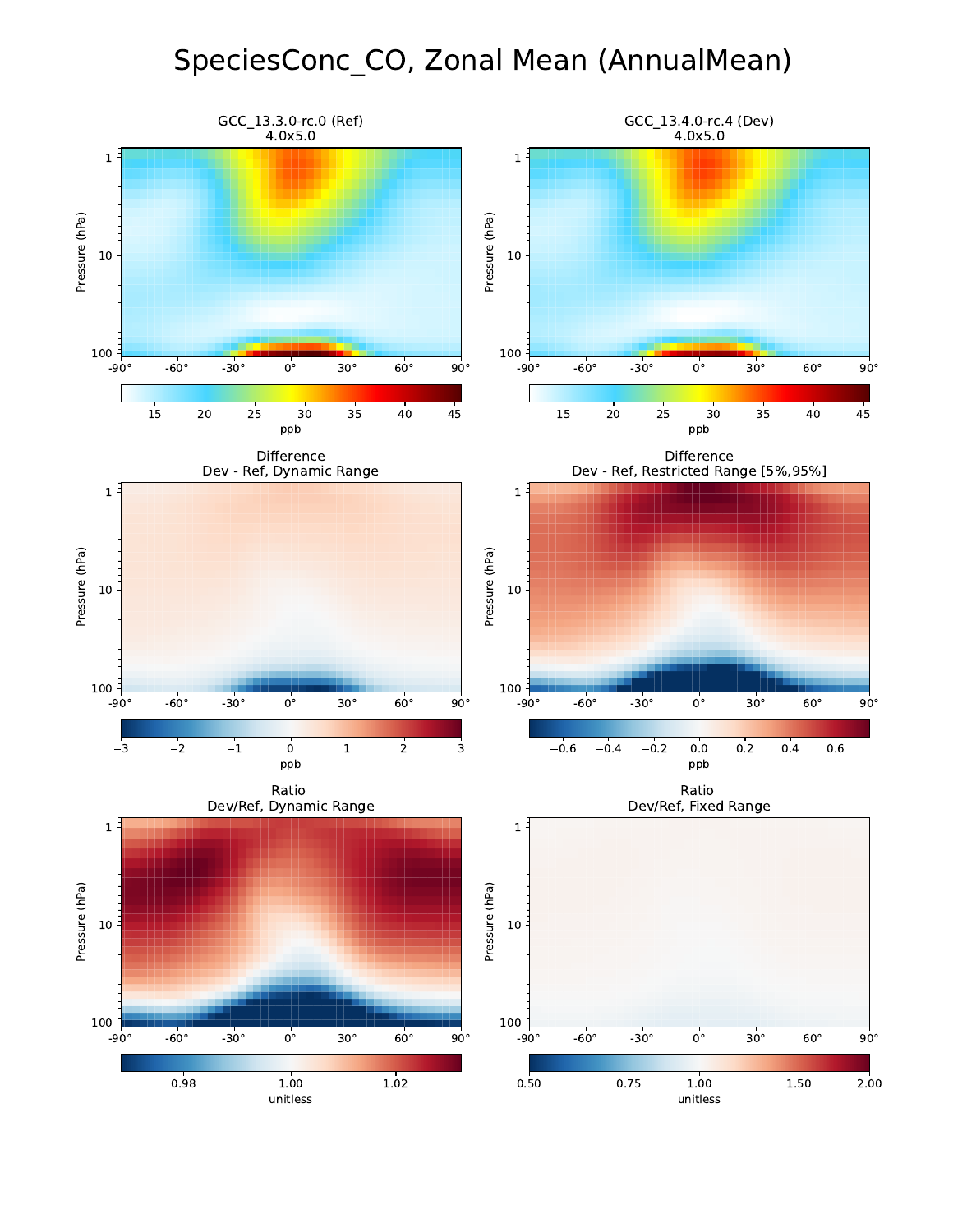# SpeciesConc_CO, Zonal Mean (AnnualMean)

GCC_13.3.0-rc.0 (Ref)
4.0x5.0

GCC_13.4.0-rc.4 (Dev)
4.0x5.0

Difference
Dev - Ref, Dynamic Range

Difference
Dev - Ref, Restricted Range [5%,95%]

Ratio
Dev/Ref, Dynamic Range

Ratio
Dev/Ref, Fixed Range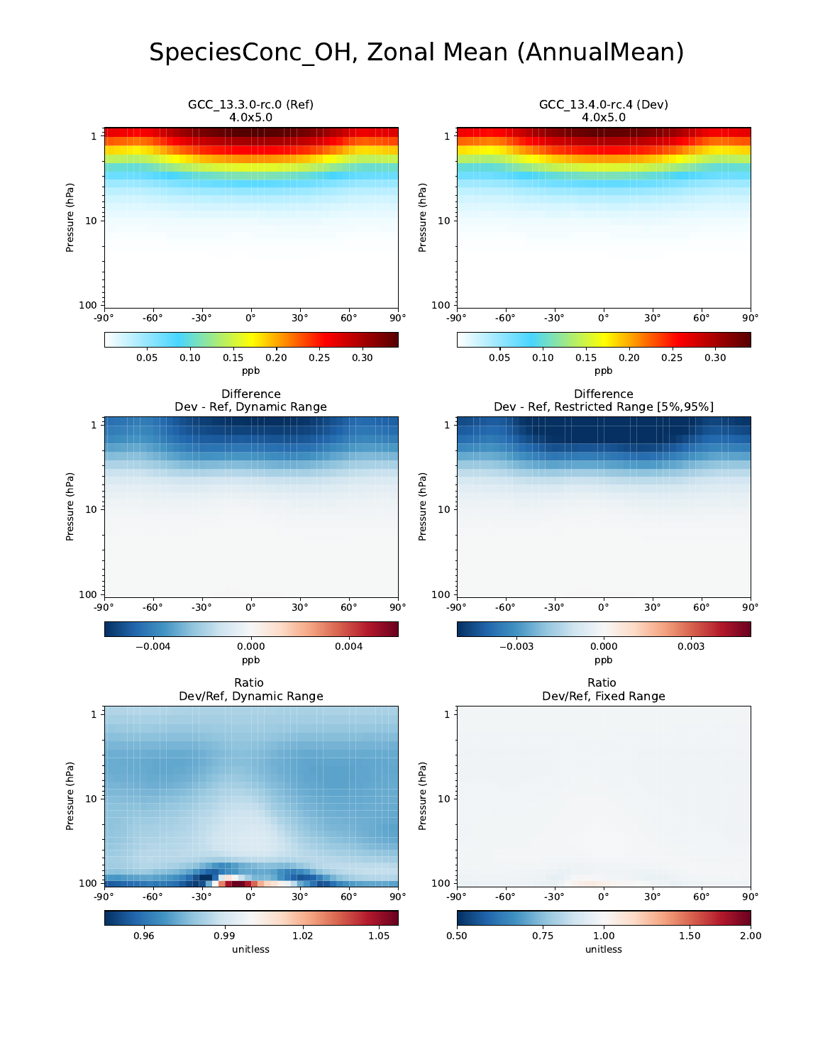# SpeciesConc_OH, Zonal Mean (AnnualMean)

GCC_13.3.0-rc.0 (Ref)
4.0x5.0

GCC_13.4.0-rc.4 (Dev)
4.0x5.0

Difference
Dev - Ref, Dynamic Range

Difference
Dev - Ref, Restricted Range [5%,95%]

Ratio
Dev/Ref, Dynamic Range

Ratio
Dev/Ref, Fixed Range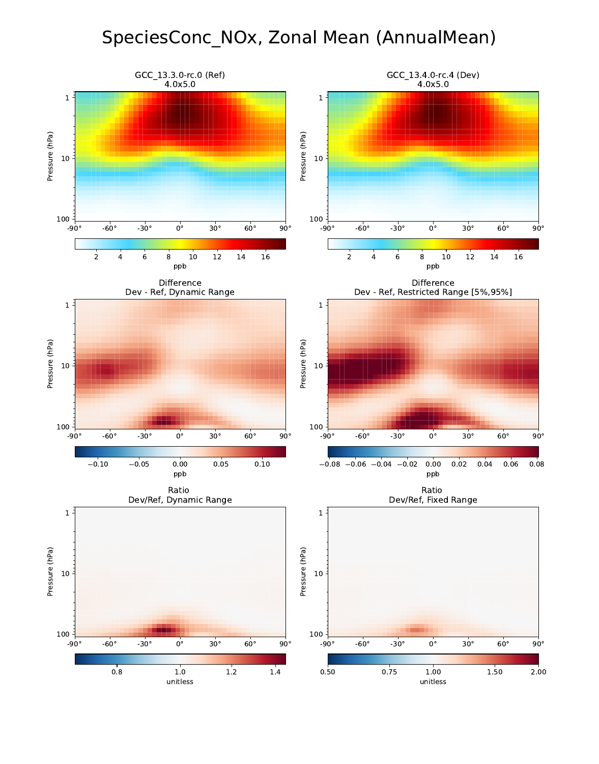# SpeciesConc_NOx, Zonal Mean (AnnualMean)

GCC_13.3.0-rc.0 (Ref)
4.0x5.0

Pressure (hPa)
1
10
100
-90° -60° -30° 0° 30° 60° 90°
2 4 6 8 10 12 14 16
ppb

GCC_13.4.0-rc.4 (Dev)
4.0x5.0

Pressure (hPa)
1
10
100
-90° -60° -30° 0° 30° 60° 90°
2 4 6 8 10 12 14 16
ppb

Difference
Dev - Ref, Dynamic Range

Pressure (hPa)
1
10
100
-90° -60° -30° 0° 30° 60° 90°
−0.10 −0.05 0.00 0.05 0.10
ppb

Difference
Dev - Ref, Restricted Range [5%,95%]

Pressure (hPa)
1
10
100
-90° -60° -30° 0° 30° 60° 90°
−0.08 −0.06 −0.04 −0.02 0.00 0.02 0.04 0.06 0.08
ppb

Ratio
Dev/Ref, Dynamic Range

Pressure (hPa)
1
10
100
-90° -60° -30° 0° 30° 60° 90°
0.8 1.0 1.2 1.4
unitless

Ratio
Dev/Ref, Fixed Range

Pressure (hPa)
1
10
100
-90° -60° -30° 0° 30° 60° 90°
0.50 0.75 1.00 1.50 2.00
unitless